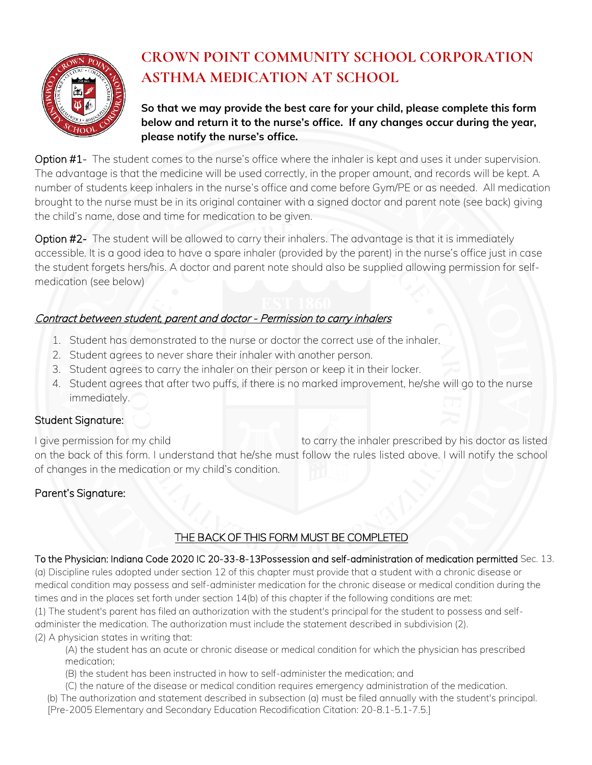# CROWN POINT COMMUNITY SCHOOL CORPORATION ASTHMA MEDICATION AT SCHOOL

**So that we may provide the best care for your child, please complete this form below and return it to the nurse's office. If any changes occur during the year, please notify the nurse's office.**

Option #1- The student comes to the nurse's office where the inhaler is kept and uses it under supervision. The advantage is that the medicine will be used correctly, in the proper amount, and records will be kept. A number of students keep inhalers in the nurse's office and come before Gym/PE or as needed. All medication brought to the nurse must be in its original container with a signed doctor and parent note (see back) giving the child's name, dose and time for medication to be given.

Option #2- The student will be allowed to carry their inhalers. The advantage is that it is immediately accessible. It is a good idea to have a spare inhaler (provided by the parent) in the nurse's office just in case the student forgets hers/his. A doctor and parent note should also be supplied allowing permission for self-medication (see below)

*Contract between student, parent and doctor - Permission to carry inhalers*

1. Student has demonstrated to the nurse or doctor the correct use of the inhaler.
2. Student agrees to never share their inhaler with another person.
3. Student agrees to carry the inhaler on their person or keep it in their locker.
4. Student agrees that after two puffs, if there is no marked improvement, he/she will go to the nurse immediately.

Student Signature:

I give permission for my child _______________ to carry the inhaler prescribed by his doctor as listed on the back of this form. I understand that he/she must follow the rules listed above. I will notify the school of changes in the medication or my child's condition.

Parent's Signature:

THE BACK OF THIS FORM MUST BE COMPLETED

To the Physician: Indiana Code 2020 IC 20-33-8-13Possession and self-administration of medication permitted Sec. 13. (a) Discipline rules adopted under section 12 of this chapter must provide that a student with a chronic disease or medical condition may possess and self-administer medication for the chronic disease or medical condition during the times and in the places set forth under section 14(b) of this chapter if the following conditions are met:

(1) The student's parent has filed an authorization with the student's principal for the student to possess and self-administer the medication. The authorization must include the statement described in subdivision (2).

(2) A physician states in writing that:

(A) the student has an acute or chronic disease or medical condition for which the physician has prescribed medication;

(B) the student has been instructed in how to self-administer the medication; and

(C) the nature of the disease or medical condition requires emergency administration of the medication.

(b) The authorization and statement described in subsection (a) must be filed annually with the student's principal. [Pre-2005 Elementary and Secondary Education Recodification Citation: 20-8.1-5.1-7.5.]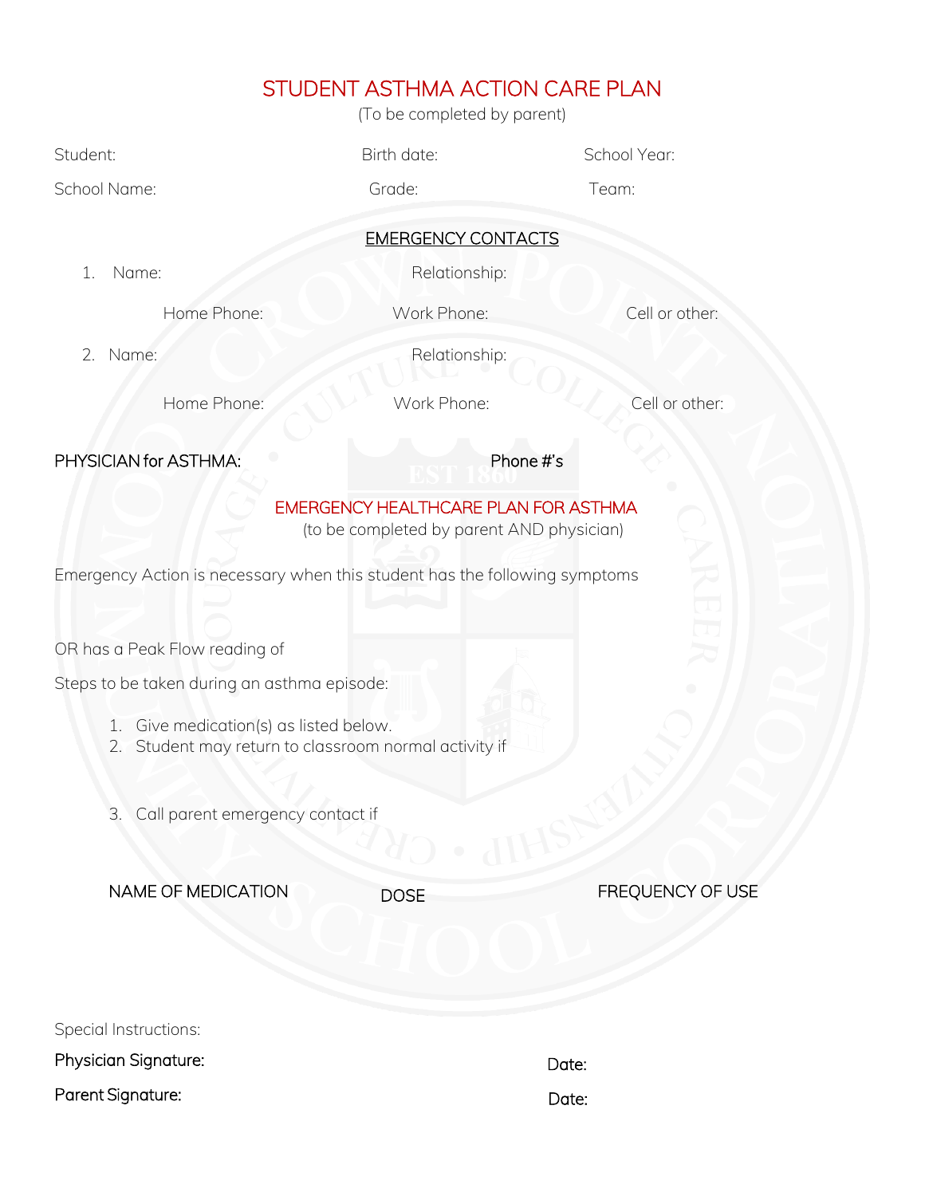# STUDENT ASTHMA ACTION CARE PLAN

(To be completed by parent)

Student: Birth date: School Year:

School Name: Grade: Team:

## EMERGENCY CONTACTS

1. Name: Relationship:

   Home Phone: Work Phone: Cell or other:

2. Name: Relationship:

   Home Phone: Work Phone: Cell or other:

PHYSICIAN for ASTHMA: Phone #'s

## EMERGENCY HEALTHCARE PLAN FOR ASTHMA

(to be completed by parent AND physician)

Emergency Action is necessary when this student has the following symptoms

OR has a Peak Flow reading of

Steps to be taken during an asthma episode:

1. Give medication(s) as listed below.
2. Student may return to classroom normal activity if
3. Call parent emergency contact if

| NAME OF MEDICATION | DOSE | FREQUENCY OF USE |
|---|---|---|
| | | |

Special Instructions:

Physician Signature: Date:

Parent Signature: Date: